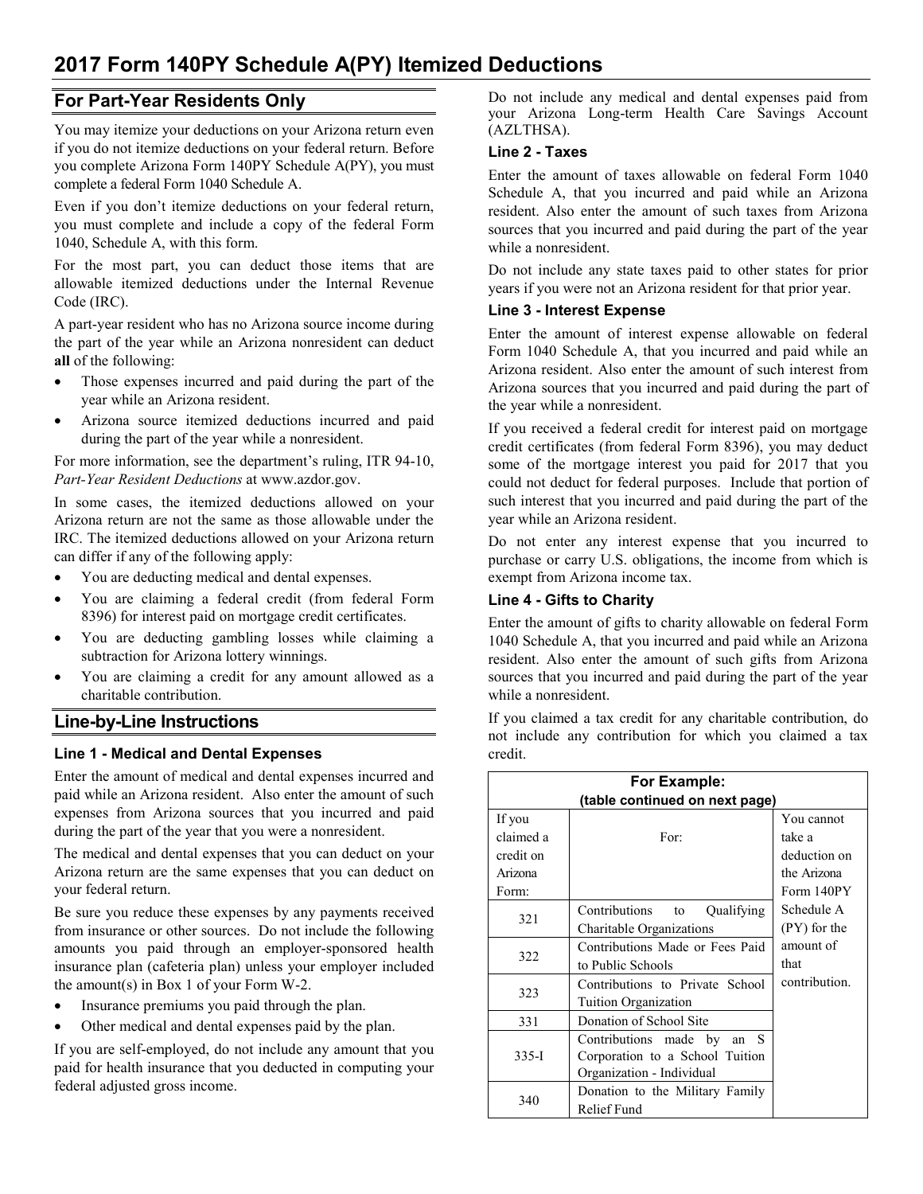# 2017 Form 140PY Schedule A(PY) Itemized Deductions

## For Part-Year Residents Only

You may itemize your deductions on your Arizona return even if you do not itemize deductions on your federal return. Before you complete Arizona Form 140PY Schedule A(PY), you must complete a federal Form 1040 Schedule A.

Even if you don't itemize deductions on your federal return, you must complete and include a copy of the federal Form 1040, Schedule A, with this form.

For the most part, you can deduct those items that are allowable itemized deductions under the Internal Revenue Code (IRC).

A part-year resident who has no Arizona source income during the part of the year while an Arizona nonresident can deduct **all** of the following:

- Those expenses incurred and paid during the part of the year while an Arizona resident.
- Arizona source itemized deductions incurred and paid during the part of the year while a nonresident.

For more information, see the department's ruling, ITR 94-10, *Part-Year Resident Deductions* at www.azdor.gov.

In some cases, the itemized deductions allowed on your Arizona return are not the same as those allowable under the IRC. The itemized deductions allowed on your Arizona return can differ if any of the following apply:

- You are deducting medical and dental expenses.
- You are claiming a federal credit (from federal Form 8396) for interest paid on mortgage credit certificates.
- You are deducting gambling losses while claiming a subtraction for Arizona lottery winnings.
- You are claiming a credit for any amount allowed as a charitable contribution.

## Line-by-Line Instructions

### Line 1 - Medical and Dental Expenses

Enter the amount of medical and dental expenses incurred and paid while an Arizona resident. Also enter the amount of such expenses from Arizona sources that you incurred and paid during the part of the year that you were a nonresident.

The medical and dental expenses that you can deduct on your Arizona return are the same expenses that you can deduct on your federal return.

Be sure you reduce these expenses by any payments received from insurance or other sources. Do not include the following amounts you paid through an employer-sponsored health insurance plan (cafeteria plan) unless your employer included the amount(s) in Box 1 of your Form W-2.

- Insurance premiums you paid through the plan.
- Other medical and dental expenses paid by the plan.

If you are self-employed, do not include any amount that you paid for health insurance that you deducted in computing your federal adjusted gross income.

Do not include any medical and dental expenses paid from your Arizona Long-term Health Care Savings Account (AZLTHSA).

### Line 2 - Taxes

Enter the amount of taxes allowable on federal Form 1040 Schedule A, that you incurred and paid while an Arizona resident. Also enter the amount of such taxes from Arizona sources that you incurred and paid during the part of the year while a nonresident.

Do not include any state taxes paid to other states for prior years if you were not an Arizona resident for that prior year.

### Line 3 - Interest Expense

Enter the amount of interest expense allowable on federal Form 1040 Schedule A, that you incurred and paid while an Arizona resident. Also enter the amount of such interest from Arizona sources that you incurred and paid during the part of the year while a nonresident.

If you received a federal credit for interest paid on mortgage credit certificates (from federal Form 8396), you may deduct some of the mortgage interest you paid for 2017 that you could not deduct for federal purposes. Include that portion of such interest that you incurred and paid during the part of the year while an Arizona resident.

Do not enter any interest expense that you incurred to purchase or carry U.S. obligations, the income from which is exempt from Arizona income tax.

### Line 4 - Gifts to Charity

Enter the amount of gifts to charity allowable on federal Form 1040 Schedule A, that you incurred and paid while an Arizona resident. Also enter the amount of such gifts from Arizona sources that you incurred and paid during the part of the year while a nonresident.

If you claimed a tax credit for any charitable contribution, do not include any contribution for which you claimed a tax credit.

**For Example:**
**(table continued on next page)**

| If you claimed a credit on Arizona Form: | For: | You cannot take a deduction on the Arizona Form 140PY Schedule A (PY) for the amount of that contribution. |
|---|---|---|
| 321 | Contributions to Qualifying Charitable Organizations | |
| 322 | Contributions Made or Fees Paid to Public Schools | |
| 323 | Contributions to Private School Tuition Organization | |
| 331 | Donation of School Site | |
| 335-I | Contributions made by an S Corporation to a School Tuition Organization - Individual | |
| 340 | Donation to the Military Family Relief Fund | |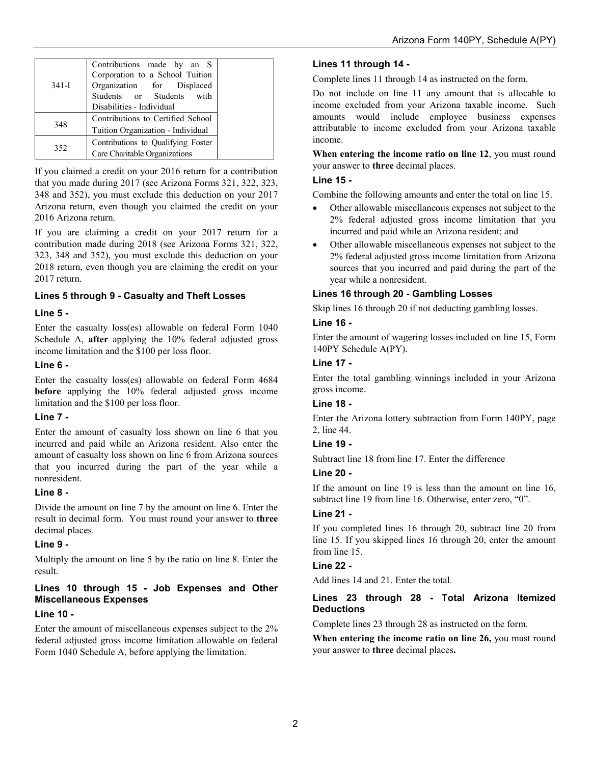| | | |
|---|---|---|
| 341-I | Contributions made by an S Corporation to a School Tuition Organization for Displaced Students or Students with Disabilities - Individual | |
| 348 | Contributions to Certified School Tuition Organization - Individual | |
| 352 | Contributions to Qualifying Foster Care Charitable Organizations | |

If you claimed a credit on your 2016 return for a contribution that you made during 2017 (see Arizona Forms 321, 322, 323, 348 and 352), you must exclude this deduction on your 2017 Arizona return, even though you claimed the credit on your 2016 Arizona return.

If you are claiming a credit on your 2017 return for a contribution made during 2018 (see Arizona Forms 321, 322, 323, 348 and 352), you must exclude this deduction on your 2018 return, even though you are claiming the credit on your 2017 return.

### Lines 5 through 9 - Casualty and Theft Losses

#### Line 5 -

Enter the casualty loss(es) allowable on federal Form 1040 Schedule A, **after** applying the 10% federal adjusted gross income limitation and the $100 per loss floor.

#### Line 6 -

Enter the casualty loss(es) allowable on federal Form 4684 **before** applying the 10% federal adjusted gross income limitation and the $100 per loss floor.

#### Line 7 -

Enter the amount of casualty loss shown on line 6 that you incurred and paid while an Arizona resident. Also enter the amount of casualty loss shown on line 6 from Arizona sources that you incurred during the part of the year while a nonresident.

#### Line 8 -

Divide the amount on line 7 by the amount on line 6. Enter the result in decimal form. You must round your answer to **three** decimal places.

#### Line 9 -

Multiply the amount on line 5 by the ratio on line 8. Enter the result.

### Lines 10 through 15 - Job Expenses and Other Miscellaneous Expenses

#### Line 10 -

Enter the amount of miscellaneous expenses subject to the 2% federal adjusted gross income limitation allowable on federal Form 1040 Schedule A, before applying the limitation.

#### Lines 11 through 14 -

Complete lines 11 through 14 as instructed on the form.

Do not include on line 11 any amount that is allocable to income excluded from your Arizona taxable income. Such amounts would include employee business expenses attributable to income excluded from your Arizona taxable income.

**When entering the income ratio on line 12**, you must round your answer to **three** decimal places.

#### Line 15 -

Combine the following amounts and enter the total on line 15.

- Other allowable miscellaneous expenses not subject to the 2% federal adjusted gross income limitation that you incurred and paid while an Arizona resident; and
- Other allowable miscellaneous expenses not subject to the 2% federal adjusted gross income limitation from Arizona sources that you incurred and paid during the part of the year while a nonresident.

### Lines 16 through 20 - Gambling Losses

Skip lines 16 through 20 if not deducting gambling losses.

#### Line 16 -

Enter the amount of wagering losses included on line 15, Form 140PY Schedule A(PY).

#### Line 17 -

Enter the total gambling winnings included in your Arizona gross income.

#### Line 18 -

Enter the Arizona lottery subtraction from Form 140PY, page 2, line 44.

#### Line 19 -

Subtract line 18 from line 17. Enter the difference

#### Line 20 -

If the amount on line 19 is less than the amount on line 16, subtract line 19 from line 16. Otherwise, enter zero, "0".

#### Line 21 -

If you completed lines 16 through 20, subtract line 20 from line 15. If you skipped lines 16 through 20, enter the amount from line 15.

#### Line 22 -

Add lines 14 and 21. Enter the total.

### Lines 23 through 28 - Total Arizona Itemized Deductions

Complete lines 23 through 28 as instructed on the form.

**When entering the income ratio on line 26,** you must round your answer to **three** decimal places**.**